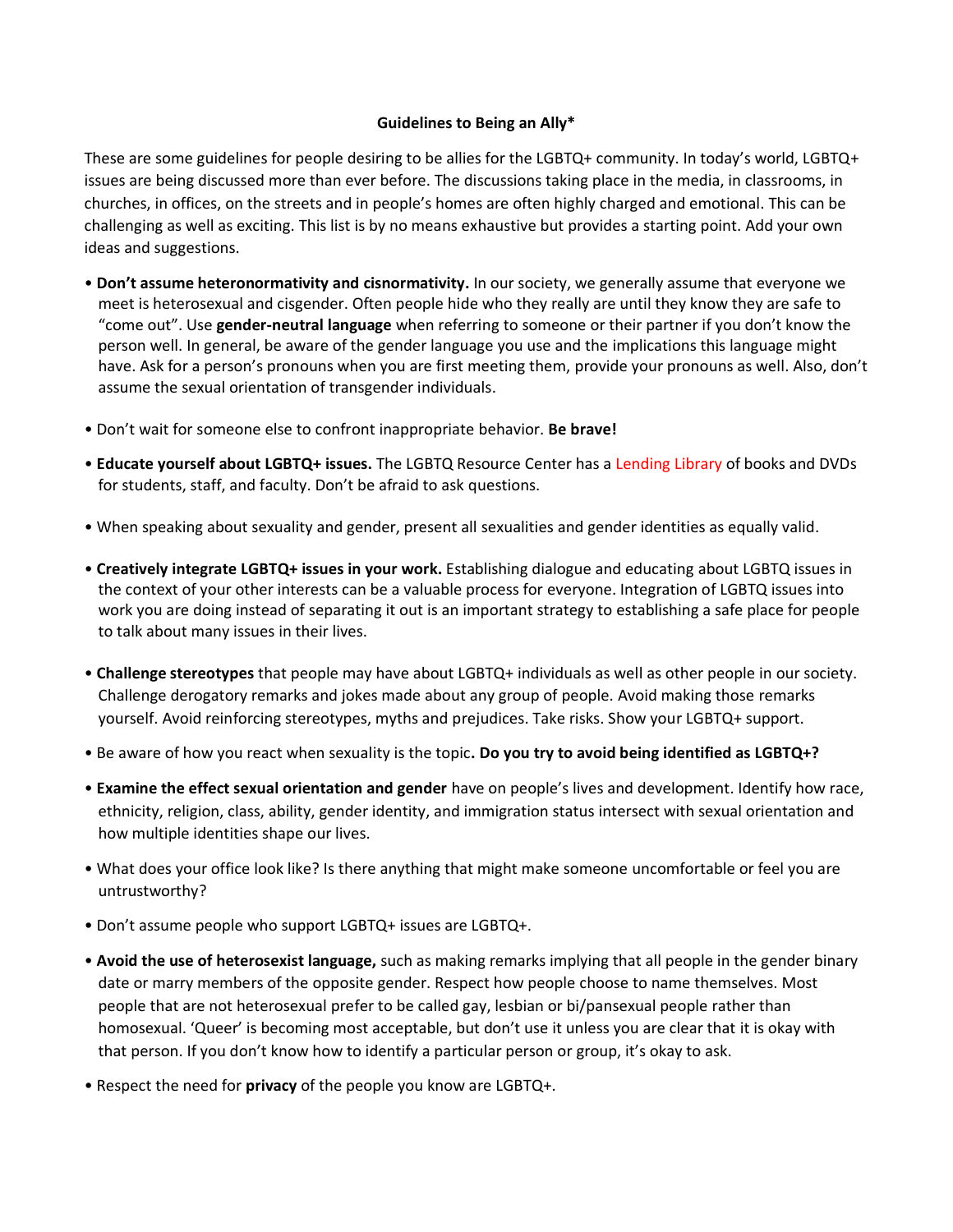# Guidelines to Being an Ally*

These are some guidelines for people desiring to be allies for the LGBTQ+ community. In today's world, LGBTQ+ issues are being discussed more than ever before. The discussions taking place in the media, in classrooms, in churches, in offices, on the streets and in people's homes are often highly charged and emotional. This can be challenging as well as exciting. This list is by no means exhaustive but provides a starting point. Add your own ideas and suggestions.

- **Don't assume heteronormativity and cisnormativity.** In our society, we generally assume that everyone we meet is heterosexual and cisgender. Often people hide who they really are until they know they are safe to "come out". Use **gender-neutral language** when referring to someone or their partner if you don't know the person well. In general, be aware of the gender language you use and the implications this language might have. Ask for a person's pronouns when you are first meeting them, provide your pronouns as well. Also, don't assume the sexual orientation of transgender individuals.

- Don't wait for someone else to confront inappropriate behavior. **Be brave!**

- **Educate yourself about LGBTQ+ issues.** The LGBTQ Resource Center has a Lending Library of books and DVDs for students, staff, and faculty. Don't be afraid to ask questions.

- When speaking about sexuality and gender, present all sexualities and gender identities as equally valid.

- **Creatively integrate LGBTQ+ issues in your work.** Establishing dialogue and educating about LGBTQ issues in the context of your other interests can be a valuable process for everyone. Integration of LGBTQ issues into work you are doing instead of separating it out is an important strategy to establishing a safe place for people to talk about many issues in their lives.

- **Challenge stereotypes** that people may have about LGBTQ+ individuals as well as other people in our society. Challenge derogatory remarks and jokes made about any group of people. Avoid making those remarks yourself. Avoid reinforcing stereotypes, myths and prejudices. Take risks. Show your LGBTQ+ support.

- Be aware of how you react when sexuality is the topic**. Do you try to avoid being identified as LGBTQ+?**

- **Examine the effect sexual orientation and gender** have on people's lives and development. Identify how race, ethnicity, religion, class, ability, gender identity, and immigration status intersect with sexual orientation and how multiple identities shape our lives.

- What does your office look like? Is there anything that might make someone uncomfortable or feel you are untrustworthy?

- Don't assume people who support LGBTQ+ issues are LGBTQ+.

- **Avoid the use of heterosexist language,** such as making remarks implying that all people in the gender binary date or marry members of the opposite gender. Respect how people choose to name themselves. Most people that are not heterosexual prefer to be called gay, lesbian or bi/pansexual people rather than homosexual. 'Queer' is becoming most acceptable, but don't use it unless you are clear that it is okay with that person. If you don't know how to identify a particular person or group, it's okay to ask.

- Respect the need for **privacy** of the people you know are LGBTQ+.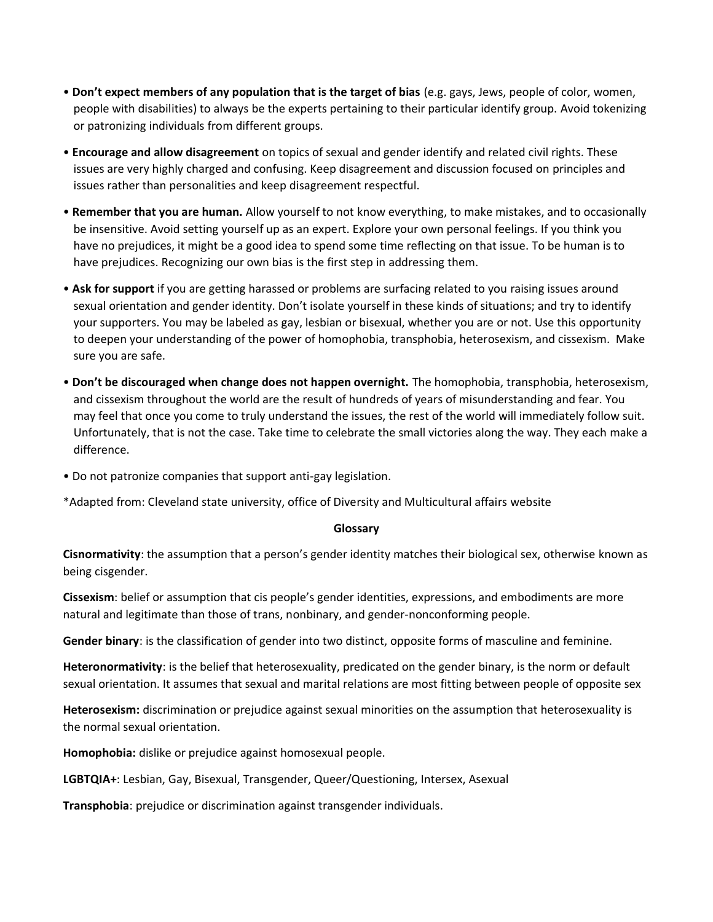- **Don't expect members of any population that is the target of bias** (e.g. gays, Jews, people of color, women, people with disabilities) to always be the experts pertaining to their particular identify group. Avoid tokenizing or patronizing individuals from different groups.

- **Encourage and allow disagreement** on topics of sexual and gender identify and related civil rights. These issues are very highly charged and confusing. Keep disagreement and discussion focused on principles and issues rather than personalities and keep disagreement respectful.

- **Remember that you are human.** Allow yourself to not know everything, to make mistakes, and to occasionally be insensitive. Avoid setting yourself up as an expert. Explore your own personal feelings. If you think you have no prejudices, it might be a good idea to spend some time reflecting on that issue. To be human is to have prejudices. Recognizing our own bias is the first step in addressing them.

- **Ask for support** if you are getting harassed or problems are surfacing related to you raising issues around sexual orientation and gender identity. Don't isolate yourself in these kinds of situations; and try to identify your supporters. You may be labeled as gay, lesbian or bisexual, whether you are or not. Use this opportunity to deepen your understanding of the power of homophobia, transphobia, heterosexism, and cissexism. Make sure you are safe.

- **Don't be discouraged when change does not happen overnight.** The homophobia, transphobia, heterosexism, and cissexism throughout the world are the result of hundreds of years of misunderstanding and fear. You may feel that once you come to truly understand the issues, the rest of the world will immediately follow suit. Unfortunately, that is not the case. Take time to celebrate the small victories along the way. They each make a difference.

- Do not patronize companies that support anti-gay legislation.

*Adapted from: Cleveland state university, office of Diversity and Multicultural affairs website

## Glossary

**Cisnormativity**: the assumption that a person's gender identity matches their biological sex, otherwise known as being cisgender.

**Cissexism**: belief or assumption that cis people's gender identities, expressions, and embodiments are more natural and legitimate than those of trans, nonbinary, and gender-nonconforming people.

**Gender binary**: is the classification of gender into two distinct, opposite forms of masculine and feminine.

**Heteronormativity**: is the belief that heterosexuality, predicated on the gender binary, is the norm or default sexual orientation. It assumes that sexual and marital relations are most fitting between people of opposite sex

**Heterosexism:** discrimination or prejudice against sexual minorities on the assumption that heterosexuality is the normal sexual orientation.

**Homophobia:** dislike or prejudice against homosexual people.

**LGBTQIA+**: Lesbian, Gay, Bisexual, Transgender, Queer/Questioning, Intersex, Asexual

**Transphobia**: prejudice or discrimination against transgender individuals.